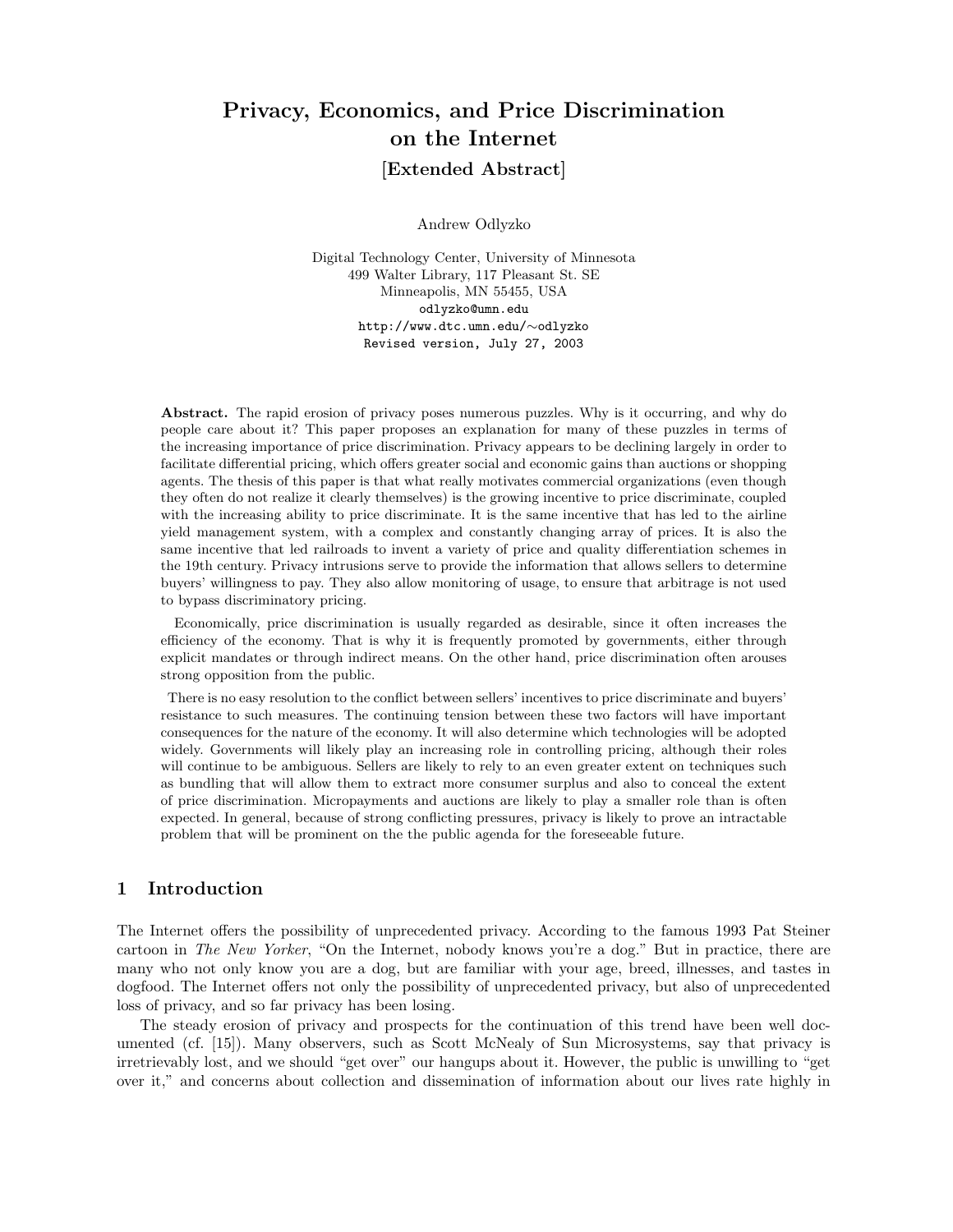# Privacy, Economics, and Price Discrimination on the Internet

## [Extended Abstract]

Andrew Odlyzko

Digital Technology Center, University of Minnesota
499 Walter Library, 117 Pleasant St. SE
Minneapolis, MN 55455, USA
odlyzko@umn.edu
http://www.dtc.umn.edu/∼odlyzko
Revised version, July 27, 2003

**Abstract.** The rapid erosion of privacy poses numerous puzzles. Why is it occurring, and why do people care about it? This paper proposes an explanation for many of these puzzles in terms of the increasing importance of price discrimination. Privacy appears to be declining largely in order to facilitate differential pricing, which offers greater social and economic gains than auctions or shopping agents. The thesis of this paper is that what really motivates commercial organizations (even though they often do not realize it clearly themselves) is the growing incentive to price discriminate, coupled with the increasing ability to price discriminate. It is the same incentive that has led to the airline yield management system, with a complex and constantly changing array of prices. It is also the same incentive that led railroads to invent a variety of price and quality differentiation schemes in the 19th century. Privacy intrusions serve to provide the information that allows sellers to determine buyers' willingness to pay. They also allow monitoring of usage, to ensure that arbitrage is not used to bypass discriminatory pricing.

Economically, price discrimination is usually regarded as desirable, since it often increases the efficiency of the economy. That is why it is frequently promoted by governments, either through explicit mandates or through indirect means. On the other hand, price discrimination often arouses strong opposition from the public.

There is no easy resolution to the conflict between sellers' incentives to price discriminate and buyers' resistance to such measures. The continuing tension between these two factors will have important consequences for the nature of the economy. It will also determine which technologies will be adopted widely. Governments will likely play an increasing role in controlling pricing, although their roles will continue to be ambiguous. Sellers are likely to rely to an even greater extent on techniques such as bundling that will allow them to extract more consumer surplus and also to conceal the extent of price discrimination. Micropayments and auctions are likely to play a smaller role than is often expected. In general, because of strong conflicting pressures, privacy is likely to prove an intractable problem that will be prominent on the the public agenda for the foreseeable future.

## 1 Introduction

The Internet offers the possibility of unprecedented privacy. According to the famous 1993 Pat Steiner cartoon in *The New Yorker*, "On the Internet, nobody knows you're a dog." But in practice, there are many who not only know you are a dog, but are familiar with your age, breed, illnesses, and tastes in dogfood. The Internet offers not only the possibility of unprecedented privacy, but also of unprecedented loss of privacy, and so far privacy has been losing.

The steady erosion of privacy and prospects for the continuation of this trend have been well documented (cf. [15]). Many observers, such as Scott McNealy of Sun Microsystems, say that privacy is irretrievably lost, and we should "get over" our hangups about it. However, the public is unwilling to "get over it," and concerns about collection and dissemination of information about our lives rate highly in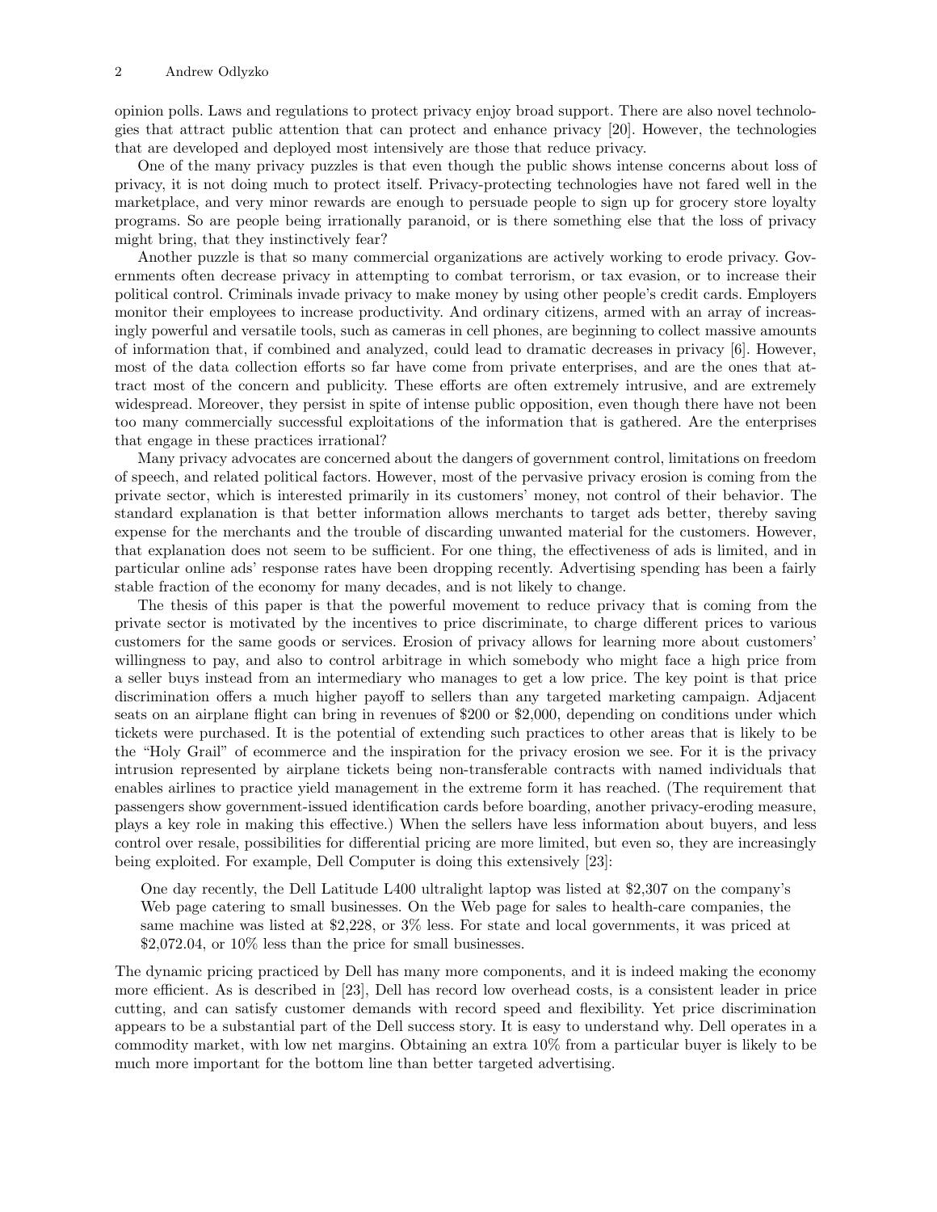opinion polls. Laws and regulations to protect privacy enjoy broad support. There are also novel technologies that attract public attention that can protect and enhance privacy [20]. However, the technologies that are developed and deployed most intensively are those that reduce privacy.

One of the many privacy puzzles is that even though the public shows intense concerns about loss of privacy, it is not doing much to protect itself. Privacy-protecting technologies have not fared well in the marketplace, and very minor rewards are enough to persuade people to sign up for grocery store loyalty programs. So are people being irrationally paranoid, or is there something else that the loss of privacy might bring, that they instinctively fear?

Another puzzle is that so many commercial organizations are actively working to erode privacy. Governments often decrease privacy in attempting to combat terrorism, or tax evasion, or to increase their political control. Criminals invade privacy to make money by using other people's credit cards. Employers monitor their employees to increase productivity. And ordinary citizens, armed with an array of increasingly powerful and versatile tools, such as cameras in cell phones, are beginning to collect massive amounts of information that, if combined and analyzed, could lead to dramatic decreases in privacy [6]. However, most of the data collection efforts so far have come from private enterprises, and are the ones that attract most of the concern and publicity. These efforts are often extremely intrusive, and are extremely widespread. Moreover, they persist in spite of intense public opposition, even though there have not been too many commercially successful exploitations of the information that is gathered. Are the enterprises that engage in these practices irrational?

Many privacy advocates are concerned about the dangers of government control, limitations on freedom of speech, and related political factors. However, most of the pervasive privacy erosion is coming from the private sector, which is interested primarily in its customers' money, not control of their behavior. The standard explanation is that better information allows merchants to target ads better, thereby saving expense for the merchants and the trouble of discarding unwanted material for the customers. However, that explanation does not seem to be sufficient. For one thing, the effectiveness of ads is limited, and in particular online ads' response rates have been dropping recently. Advertising spending has been a fairly stable fraction of the economy for many decades, and is not likely to change.

The thesis of this paper is that the powerful movement to reduce privacy that is coming from the private sector is motivated by the incentives to price discriminate, to charge different prices to various customers for the same goods or services. Erosion of privacy allows for learning more about customers' willingness to pay, and also to control arbitrage in which somebody who might face a high price from a seller buys instead from an intermediary who manages to get a low price. The key point is that price discrimination offers a much higher payoff to sellers than any targeted marketing campaign. Adjacent seats on an airplane flight can bring in revenues of $200 or $2,000, depending on conditions under which tickets were purchased. It is the potential of extending such practices to other areas that is likely to be the "Holy Grail" of ecommerce and the inspiration for the privacy erosion we see. For it is the privacy intrusion represented by airplane tickets being non-transferable contracts with named individuals that enables airlines to practice yield management in the extreme form it has reached. (The requirement that passengers show government-issued identification cards before boarding, another privacy-eroding measure, plays a key role in making this effective.) When the sellers have less information about buyers, and less control over resale, possibilities for differential pricing are more limited, but even so, they are increasingly being exploited. For example, Dell Computer is doing this extensively [23]:

> One day recently, the Dell Latitude L400 ultralight laptop was listed at $2,307 on the company's Web page catering to small businesses. On the Web page for sales to health-care companies, the same machine was listed at $2,228, or 3% less. For state and local governments, it was priced at $2,072.04, or 10% less than the price for small businesses.

The dynamic pricing practiced by Dell has many more components, and it is indeed making the economy more efficient. As is described in [23], Dell has record low overhead costs, is a consistent leader in price cutting, and can satisfy customer demands with record speed and flexibility. Yet price discrimination appears to be a substantial part of the Dell success story. It is easy to understand why. Dell operates in a commodity market, with low net margins. Obtaining an extra 10% from a particular buyer is likely to be much more important for the bottom line than better targeted advertising.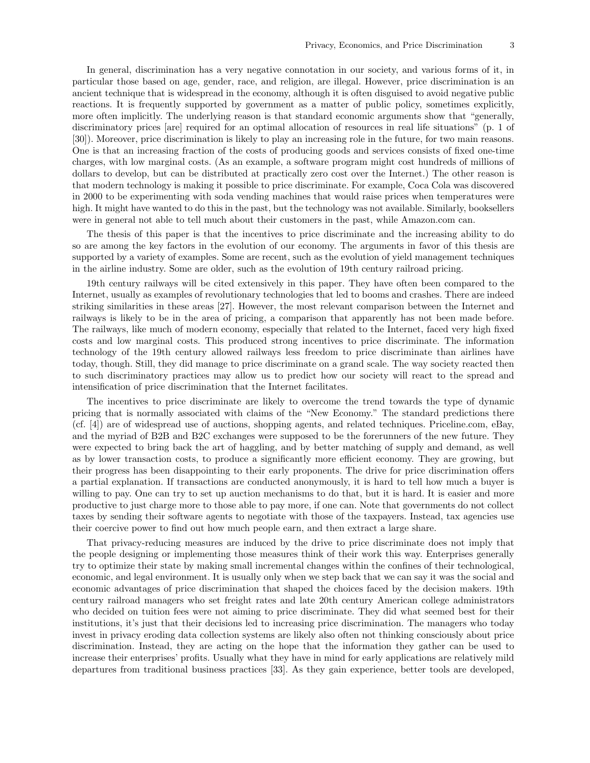In general, discrimination has a very negative connotation in our society, and various forms of it, in particular those based on age, gender, race, and religion, are illegal. However, price discrimination is an ancient technique that is widespread in the economy, although it is often disguised to avoid negative public reactions. It is frequently supported by government as a matter of public policy, sometimes explicitly, more often implicitly. The underlying reason is that standard economic arguments show that "generally, discriminatory prices [are] required for an optimal allocation of resources in real life situations" (p. 1 of [30]). Moreover, price discrimination is likely to play an increasing role in the future, for two main reasons. One is that an increasing fraction of the costs of producing goods and services consists of fixed one-time charges, with low marginal costs. (As an example, a software program might cost hundreds of millions of dollars to develop, but can be distributed at practically zero cost over the Internet.) The other reason is that modern technology is making it possible to price discriminate. For example, Coca Cola was discovered in 2000 to be experimenting with soda vending machines that would raise prices when temperatures were high. It might have wanted to do this in the past, but the technology was not available. Similarly, booksellers were in general not able to tell much about their customers in the past, while Amazon.com can.

The thesis of this paper is that the incentives to price discriminate and the increasing ability to do so are among the key factors in the evolution of our economy. The arguments in favor of this thesis are supported by a variety of examples. Some are recent, such as the evolution of yield management techniques in the airline industry. Some are older, such as the evolution of 19th century railroad pricing.

19th century railways will be cited extensively in this paper. They have often been compared to the Internet, usually as examples of revolutionary technologies that led to booms and crashes. There are indeed striking similarities in these areas [27]. However, the most relevant comparison between the Internet and railways is likely to be in the area of pricing, a comparison that apparently has not been made before. The railways, like much of modern economy, especially that related to the Internet, faced very high fixed costs and low marginal costs. This produced strong incentives to price discriminate. The information technology of the 19th century allowed railways less freedom to price discriminate than airlines have today, though. Still, they did manage to price discriminate on a grand scale. The way society reacted then to such discriminatory practices may allow us to predict how our society will react to the spread and intensification of price discrimination that the Internet facilitates.

The incentives to price discriminate are likely to overcome the trend towards the type of dynamic pricing that is normally associated with claims of the "New Economy." The standard predictions there (cf. [4]) are of widespread use of auctions, shopping agents, and related techniques. Priceline.com, eBay, and the myriad of B2B and B2C exchanges were supposed to be the forerunners of the new future. They were expected to bring back the art of haggling, and by better matching of supply and demand, as well as by lower transaction costs, to produce a significantly more efficient economy. They are growing, but their progress has been disappointing to their early proponents. The drive for price discrimination offers a partial explanation. If transactions are conducted anonymously, it is hard to tell how much a buyer is willing to pay. One can try to set up auction mechanisms to do that, but it is hard. It is easier and more productive to just charge more to those able to pay more, if one can. Note that governments do not collect taxes by sending their software agents to negotiate with those of the taxpayers. Instead, tax agencies use their coercive power to find out how much people earn, and then extract a large share.

That privacy-reducing measures are induced by the drive to price discriminate does not imply that the people designing or implementing those measures think of their work this way. Enterprises generally try to optimize their state by making small incremental changes within the confines of their technological, economic, and legal environment. It is usually only when we step back that we can say it was the social and economic advantages of price discrimination that shaped the choices faced by the decision makers. 19th century railroad managers who set freight rates and late 20th century American college administrators who decided on tuition fees were not aiming to price discriminate. They did what seemed best for their institutions, it's just that their decisions led to increasing price discrimination. The managers who today invest in privacy eroding data collection systems are likely also often not thinking consciously about price discrimination. Instead, they are acting on the hope that the information they gather can be used to increase their enterprises' profits. Usually what they have in mind for early applications are relatively mild departures from traditional business practices [33]. As they gain experience, better tools are developed,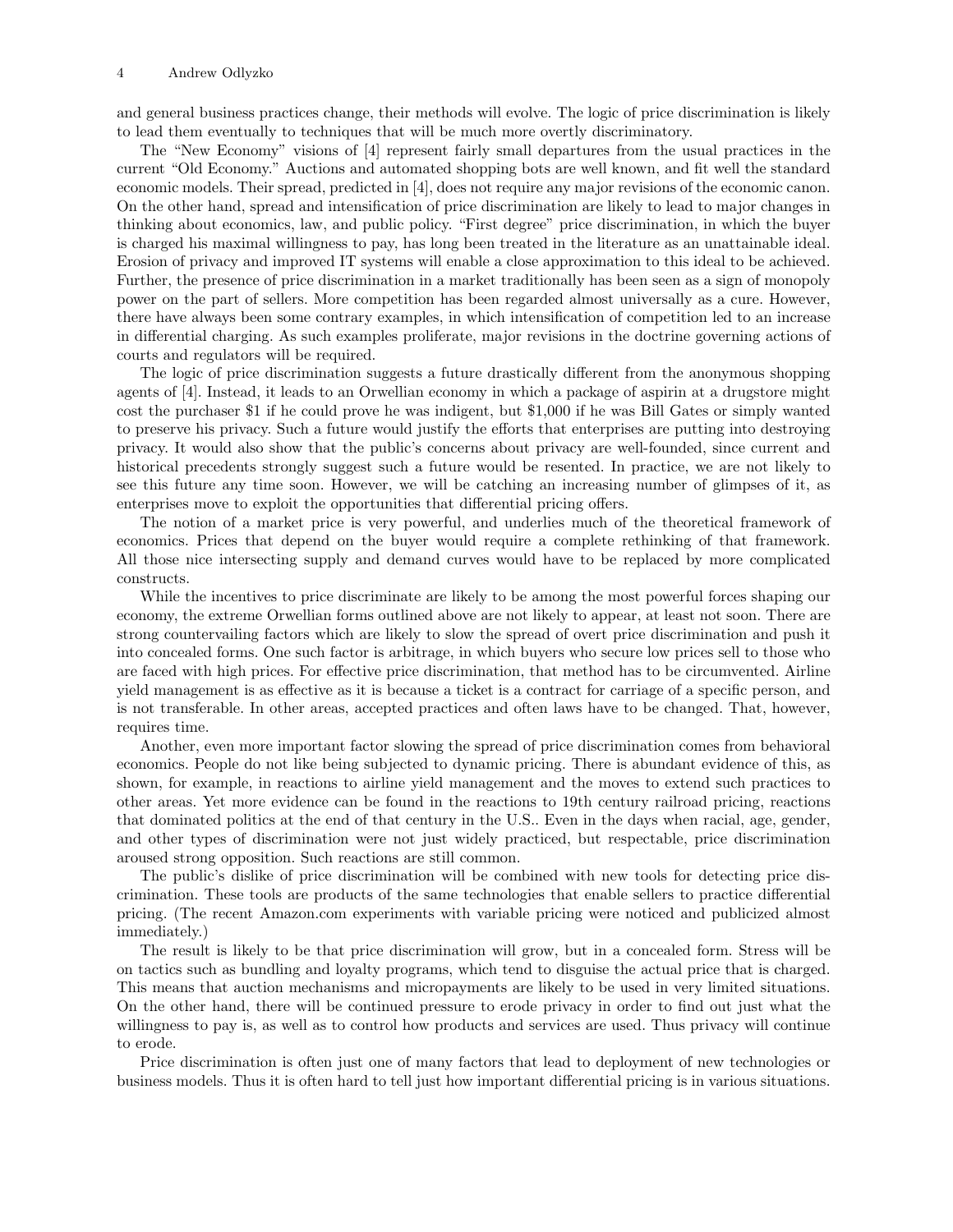and general business practices change, their methods will evolve. The logic of price discrimination is likely to lead them eventually to techniques that will be much more overtly discriminatory.

The "New Economy" visions of [4] represent fairly small departures from the usual practices in the current "Old Economy." Auctions and automated shopping bots are well known, and fit well the standard economic models. Their spread, predicted in [4], does not require any major revisions of the economic canon. On the other hand, spread and intensification of price discrimination are likely to lead to major changes in thinking about economics, law, and public policy. "First degree" price discrimination, in which the buyer is charged his maximal willingness to pay, has long been treated in the literature as an unattainable ideal. Erosion of privacy and improved IT systems will enable a close approximation to this ideal to be achieved. Further, the presence of price discrimination in a market traditionally has been seen as a sign of monopoly power on the part of sellers. More competition has been regarded almost universally as a cure. However, there have always been some contrary examples, in which intensification of competition led to an increase in differential charging. As such examples proliferate, major revisions in the doctrine governing actions of courts and regulators will be required.

The logic of price discrimination suggests a future drastically different from the anonymous shopping agents of [4]. Instead, it leads to an Orwellian economy in which a package of aspirin at a drugstore might cost the purchaser $1 if he could prove he was indigent, but $1,000 if he was Bill Gates or simply wanted to preserve his privacy. Such a future would justify the efforts that enterprises are putting into destroying privacy. It would also show that the public's concerns about privacy are well-founded, since current and historical precedents strongly suggest such a future would be resented. In practice, we are not likely to see this future any time soon. However, we will be catching an increasing number of glimpses of it, as enterprises move to exploit the opportunities that differential pricing offers.

The notion of a market price is very powerful, and underlies much of the theoretical framework of economics. Prices that depend on the buyer would require a complete rethinking of that framework. All those nice intersecting supply and demand curves would have to be replaced by more complicated constructs.

While the incentives to price discriminate are likely to be among the most powerful forces shaping our economy, the extreme Orwellian forms outlined above are not likely to appear, at least not soon. There are strong countervailing factors which are likely to slow the spread of overt price discrimination and push it into concealed forms. One such factor is arbitrage, in which buyers who secure low prices sell to those who are faced with high prices. For effective price discrimination, that method has to be circumvented. Airline yield management is as effective as it is because a ticket is a contract for carriage of a specific person, and is not transferable. In other areas, accepted practices and often laws have to be changed. That, however, requires time.

Another, even more important factor slowing the spread of price discrimination comes from behavioral economics. People do not like being subjected to dynamic pricing. There is abundant evidence of this, as shown, for example, in reactions to airline yield management and the moves to extend such practices to other areas. Yet more evidence can be found in the reactions to 19th century railroad pricing, reactions that dominated politics at the end of that century in the U.S.. Even in the days when racial, age, gender, and other types of discrimination were not just widely practiced, but respectable, price discrimination aroused strong opposition. Such reactions are still common.

The public's dislike of price discrimination will be combined with new tools for detecting price discrimination. These tools are products of the same technologies that enable sellers to practice differential pricing. (The recent Amazon.com experiments with variable pricing were noticed and publicized almost immediately.)

The result is likely to be that price discrimination will grow, but in a concealed form. Stress will be on tactics such as bundling and loyalty programs, which tend to disguise the actual price that is charged. This means that auction mechanisms and micropayments are likely to be used in very limited situations. On the other hand, there will be continued pressure to erode privacy in order to find out just what the willingness to pay is, as well as to control how products and services are used. Thus privacy will continue to erode.

Price discrimination is often just one of many factors that lead to deployment of new technologies or business models. Thus it is often hard to tell just how important differential pricing is in various situations.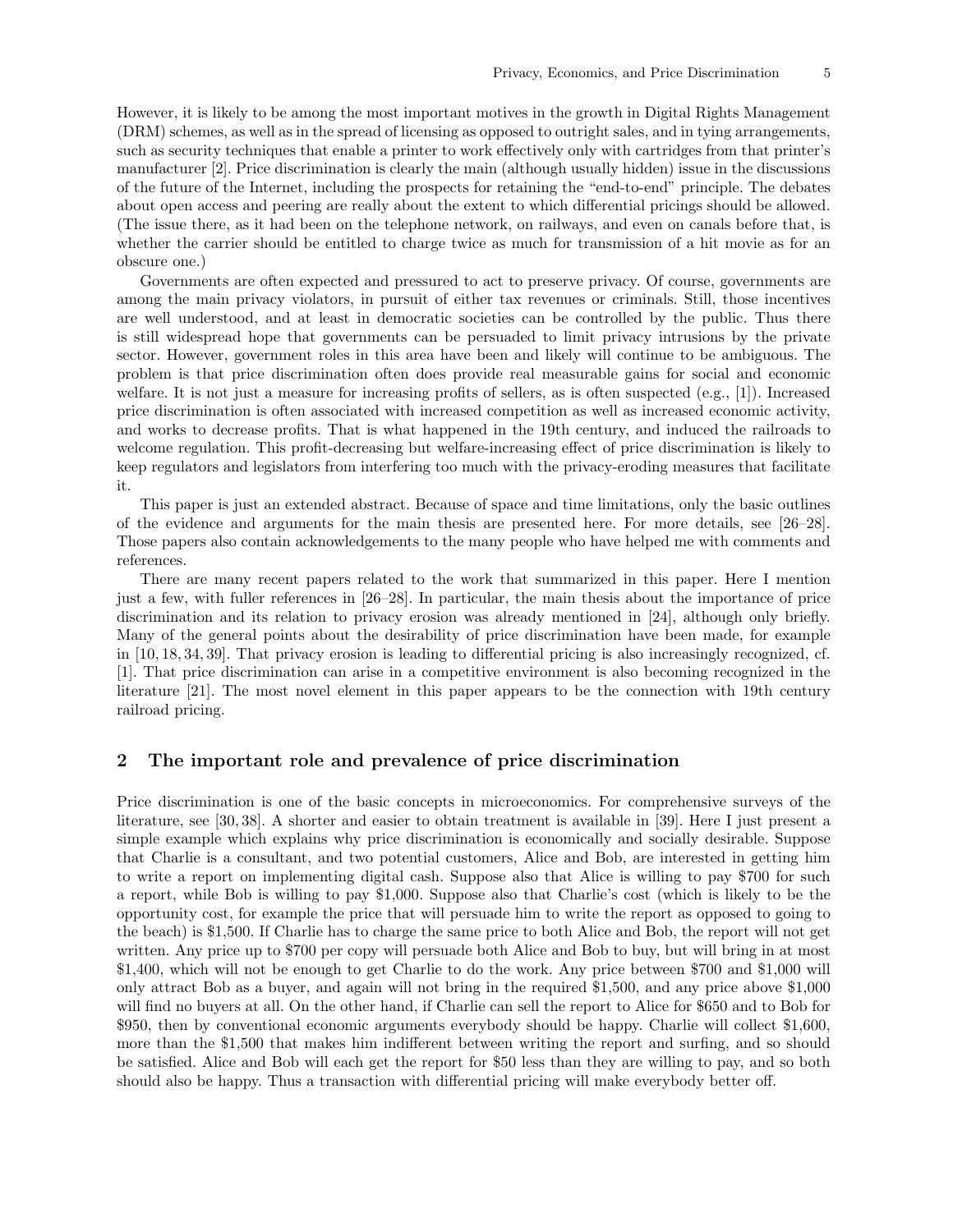However, it is likely to be among the most important motives in the growth in Digital Rights Management (DRM) schemes, as well as in the spread of licensing as opposed to outright sales, and in tying arrangements, such as security techniques that enable a printer to work effectively only with cartridges from that printer's manufacturer [2]. Price discrimination is clearly the main (although usually hidden) issue in the discussions of the future of the Internet, including the prospects for retaining the "end-to-end" principle. The debates about open access and peering are really about the extent to which differential pricings should be allowed. (The issue there, as it had been on the telephone network, on railways, and even on canals before that, is whether the carrier should be entitled to charge twice as much for transmission of a hit movie as for an obscure one.)

Governments are often expected and pressured to act to preserve privacy. Of course, governments are among the main privacy violators, in pursuit of either tax revenues or criminals. Still, those incentives are well understood, and at least in democratic societies can be controlled by the public. Thus there is still widespread hope that governments can be persuaded to limit privacy intrusions by the private sector. However, government roles in this area have been and likely will continue to be ambiguous. The problem is that price discrimination often does provide real measurable gains for social and economic welfare. It is not just a measure for increasing profits of sellers, as is often suspected (e.g., [1]). Increased price discrimination is often associated with increased competition as well as increased economic activity, and works to decrease profits. That is what happened in the 19th century, and induced the railroads to welcome regulation. This profit-decreasing but welfare-increasing effect of price discrimination is likely to keep regulators and legislators from interfering too much with the privacy-eroding measures that facilitate it.

This paper is just an extended abstract. Because of space and time limitations, only the basic outlines of the evidence and arguments for the main thesis are presented here. For more details, see [26–28]. Those papers also contain acknowledgements to the many people who have helped me with comments and references.

There are many recent papers related to the work that summarized in this paper. Here I mention just a few, with fuller references in [26–28]. In particular, the main thesis about the importance of price discrimination and its relation to privacy erosion was already mentioned in [24], although only briefly. Many of the general points about the desirability of price discrimination have been made, for example in [10, 18, 34, 39]. That privacy erosion is leading to differential pricing is also increasingly recognized, cf. [1]. That price discrimination can arise in a competitive environment is also becoming recognized in the literature [21]. The most novel element in this paper appears to be the connection with 19th century railroad pricing.

## 2 The important role and prevalence of price discrimination

Price discrimination is one of the basic concepts in microeconomics. For comprehensive surveys of the literature, see [30, 38]. A shorter and easier to obtain treatment is available in [39]. Here I just present a simple example which explains why price discrimination is economically and socially desirable. Suppose that Charlie is a consultant, and two potential customers, Alice and Bob, are interested in getting him to write a report on implementing digital cash. Suppose also that Alice is willing to pay $700 for such a report, while Bob is willing to pay $1,000. Suppose also that Charlie's cost (which is likely to be the opportunity cost, for example the price that will persuade him to write the report as opposed to going to the beach) is $1,500. If Charlie has to charge the same price to both Alice and Bob, the report will not get written. Any price up to $700 per copy will persuade both Alice and Bob to buy, but will bring in at most $1,400, which will not be enough to get Charlie to do the work. Any price between $700 and $1,000 will only attract Bob as a buyer, and again will not bring in the required $1,500, and any price above $1,000 will find no buyers at all. On the other hand, if Charlie can sell the report to Alice for $650 and to Bob for $950, then by conventional economic arguments everybody should be happy. Charlie will collect $1,600, more than the $1,500 that makes him indifferent between writing the report and surfing, and so should be satisfied. Alice and Bob will each get the report for $50 less than they are willing to pay, and so both should also be happy. Thus a transaction with differential pricing will make everybody better off.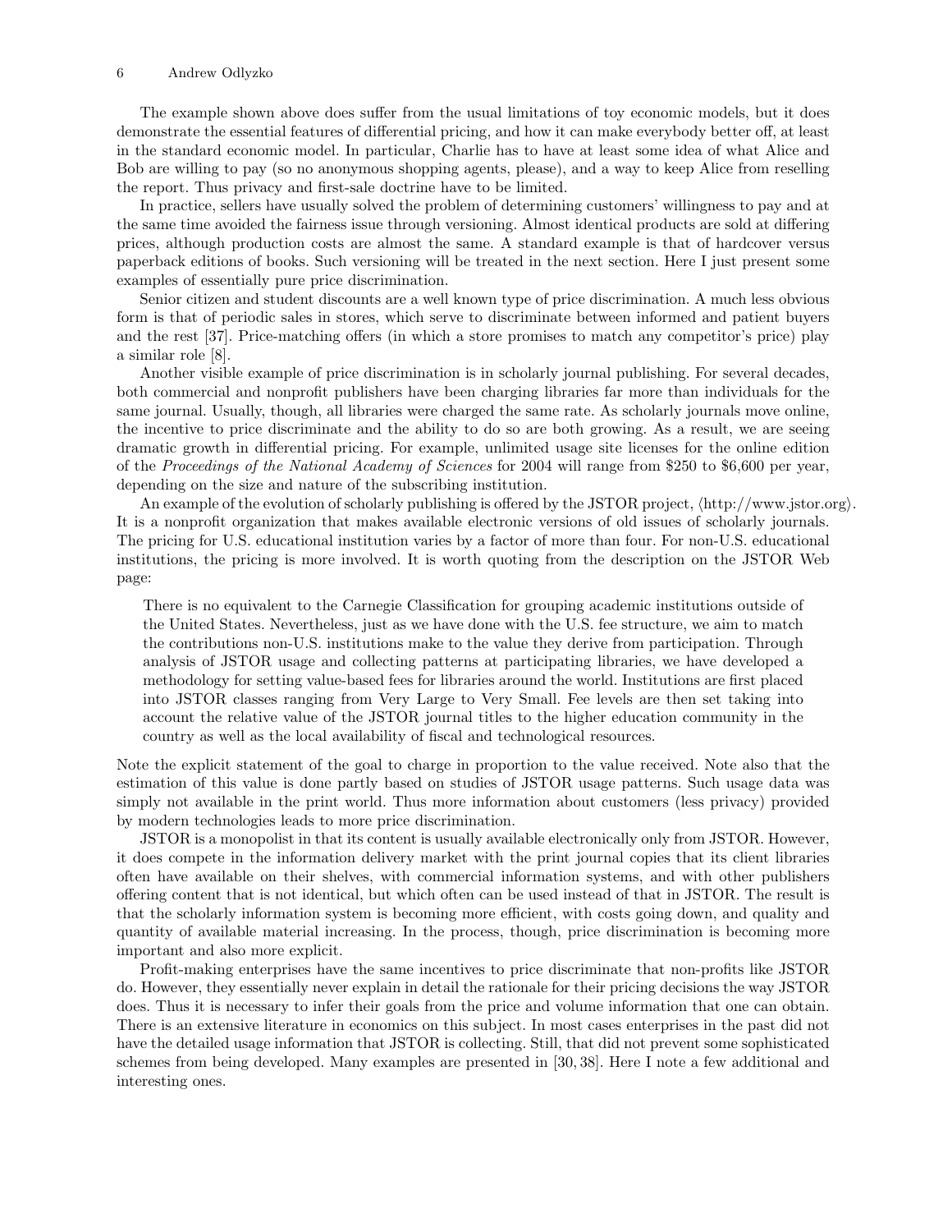The example shown above does suffer from the usual limitations of toy economic models, but it does demonstrate the essential features of differential pricing, and how it can make everybody better off, at least in the standard economic model. In particular, Charlie has to have at least some idea of what Alice and Bob are willing to pay (so no anonymous shopping agents, please), and a way to keep Alice from reselling the report. Thus privacy and first-sale doctrine have to be limited.

In practice, sellers have usually solved the problem of determining customers' willingness to pay and at the same time avoided the fairness issue through versioning. Almost identical products are sold at differing prices, although production costs are almost the same. A standard example is that of hardcover versus paperback editions of books. Such versioning will be treated in the next section. Here I just present some examples of essentially pure price discrimination.

Senior citizen and student discounts are a well known type of price discrimination. A much less obvious form is that of periodic sales in stores, which serve to discriminate between informed and patient buyers and the rest [37]. Price-matching offers (in which a store promises to match any competitor's price) play a similar role [8].

Another visible example of price discrimination is in scholarly journal publishing. For several decades, both commercial and nonprofit publishers have been charging libraries far more than individuals for the same journal. Usually, though, all libraries were charged the same rate. As scholarly journals move online, the incentive to price discriminate and the ability to do so are both growing. As a result, we are seeing dramatic growth in differential pricing. For example, unlimited usage site licenses for the online edition of the *Proceedings of the National Academy of Sciences* for 2004 will range from \$250 to \$6,600 per year, depending on the size and nature of the subscribing institution.

An example of the evolution of scholarly publishing is offered by the JSTOR project, ⟨http://www.jstor.org⟩. It is a nonprofit organization that makes available electronic versions of old issues of scholarly journals. The pricing for U.S. educational institution varies by a factor of more than four. For non-U.S. educational institutions, the pricing is more involved. It is worth quoting from the description on the JSTOR Web page:

> There is no equivalent to the Carnegie Classification for grouping academic institutions outside of the United States. Nevertheless, just as we have done with the U.S. fee structure, we aim to match the contributions non-U.S. institutions make to the value they derive from participation. Through analysis of JSTOR usage and collecting patterns at participating libraries, we have developed a methodology for setting value-based fees for libraries around the world. Institutions are first placed into JSTOR classes ranging from Very Large to Very Small. Fee levels are then set taking into account the relative value of the JSTOR journal titles to the higher education community in the country as well as the local availability of fiscal and technological resources.

Note the explicit statement of the goal to charge in proportion to the value received. Note also that the estimation of this value is done partly based on studies of JSTOR usage patterns. Such usage data was simply not available in the print world. Thus more information about customers (less privacy) provided by modern technologies leads to more price discrimination.

JSTOR is a monopolist in that its content is usually available electronically only from JSTOR. However, it does compete in the information delivery market with the print journal copies that its client libraries often have available on their shelves, with commercial information systems, and with other publishers offering content that is not identical, but which often can be used instead of that in JSTOR. The result is that the scholarly information system is becoming more efficient, with costs going down, and quality and quantity of available material increasing. In the process, though, price discrimination is becoming more important and also more explicit.

Profit-making enterprises have the same incentives to price discriminate that non-profits like JSTOR do. However, they essentially never explain in detail the rationale for their pricing decisions the way JSTOR does. Thus it is necessary to infer their goals from the price and volume information that one can obtain. There is an extensive literature in economics on this subject. In most cases enterprises in the past did not have the detailed usage information that JSTOR is collecting. Still, that did not prevent some sophisticated schemes from being developed. Many examples are presented in [30, 38]. Here I note a few additional and interesting ones.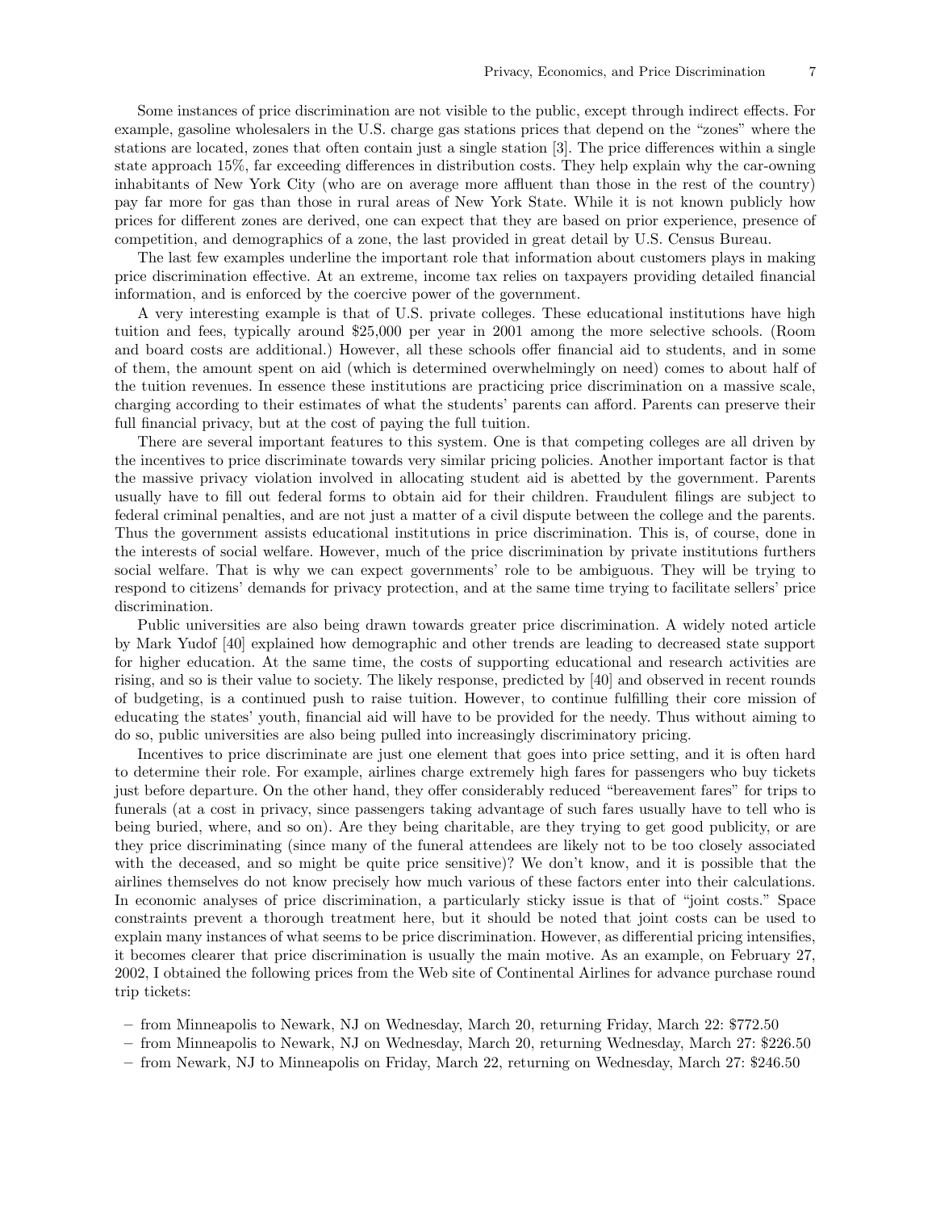Some instances of price discrimination are not visible to the public, except through indirect effects. For example, gasoline wholesalers in the U.S. charge gas stations prices that depend on the "zones" where the stations are located, zones that often contain just a single station [3]. The price differences within a single state approach 15%, far exceeding differences in distribution costs. They help explain why the car-owning inhabitants of New York City (who are on average more affluent than those in the rest of the country) pay far more for gas than those in rural areas of New York State. While it is not known publicly how prices for different zones are derived, one can expect that they are based on prior experience, presence of competition, and demographics of a zone, the last provided in great detail by U.S. Census Bureau.

The last few examples underline the important role that information about customers plays in making price discrimination effective. At an extreme, income tax relies on taxpayers providing detailed financial information, and is enforced by the coercive power of the government.

A very interesting example is that of U.S. private colleges. These educational institutions have high tuition and fees, typically around $25,000 per year in 2001 among the more selective schools. (Room and board costs are additional.) However, all these schools offer financial aid to students, and in some of them, the amount spent on aid (which is determined overwhelmingly on need) comes to about half of the tuition revenues. In essence these institutions are practicing price discrimination on a massive scale, charging according to their estimates of what the students' parents can afford. Parents can preserve their full financial privacy, but at the cost of paying the full tuition.

There are several important features to this system. One is that competing colleges are all driven by the incentives to price discriminate towards very similar pricing policies. Another important factor is that the massive privacy violation involved in allocating student aid is abetted by the government. Parents usually have to fill out federal forms to obtain aid for their children. Fraudulent filings are subject to federal criminal penalties, and are not just a matter of a civil dispute between the college and the parents. Thus the government assists educational institutions in price discrimination. This is, of course, done in the interests of social welfare. However, much of the price discrimination by private institutions furthers social welfare. That is why we can expect governments' role to be ambiguous. They will be trying to respond to citizens' demands for privacy protection, and at the same time trying to facilitate sellers' price discrimination.

Public universities are also being drawn towards greater price discrimination. A widely noted article by Mark Yudof [40] explained how demographic and other trends are leading to decreased state support for higher education. At the same time, the costs of supporting educational and research activities are rising, and so is their value to society. The likely response, predicted by [40] and observed in recent rounds of budgeting, is a continued push to raise tuition. However, to continue fulfilling their core mission of educating the states' youth, financial aid will have to be provided for the needy. Thus without aiming to do so, public universities are also being pulled into increasingly discriminatory pricing.

Incentives to price discriminate are just one element that goes into price setting, and it is often hard to determine their role. For example, airlines charge extremely high fares for passengers who buy tickets just before departure. On the other hand, they offer considerably reduced "bereavement fares" for trips to funerals (at a cost in privacy, since passengers taking advantage of such fares usually have to tell who is being buried, where, and so on). Are they being charitable, are they trying to get good publicity, or are they price discriminating (since many of the funeral attendees are likely not to be too closely associated with the deceased, and so might be quite price sensitive)? We don't know, and it is possible that the airlines themselves do not know precisely how much various of these factors enter into their calculations. In economic analyses of price discrimination, a particularly sticky issue is that of "joint costs." Space constraints prevent a thorough treatment here, but it should be noted that joint costs can be used to explain many instances of what seems to be price discrimination. However, as differential pricing intensifies, it becomes clearer that price discrimination is usually the main motive. As an example, on February 27, 2002, I obtained the following prices from the Web site of Continental Airlines for advance purchase round trip tickets:

- from Minneapolis to Newark, NJ on Wednesday, March 20, returning Friday, March 22: $772.50
- from Minneapolis to Newark, NJ on Wednesday, March 20, returning Wednesday, March 27: $226.50
- from Newark, NJ to Minneapolis on Friday, March 22, returning on Wednesday, March 27: $246.50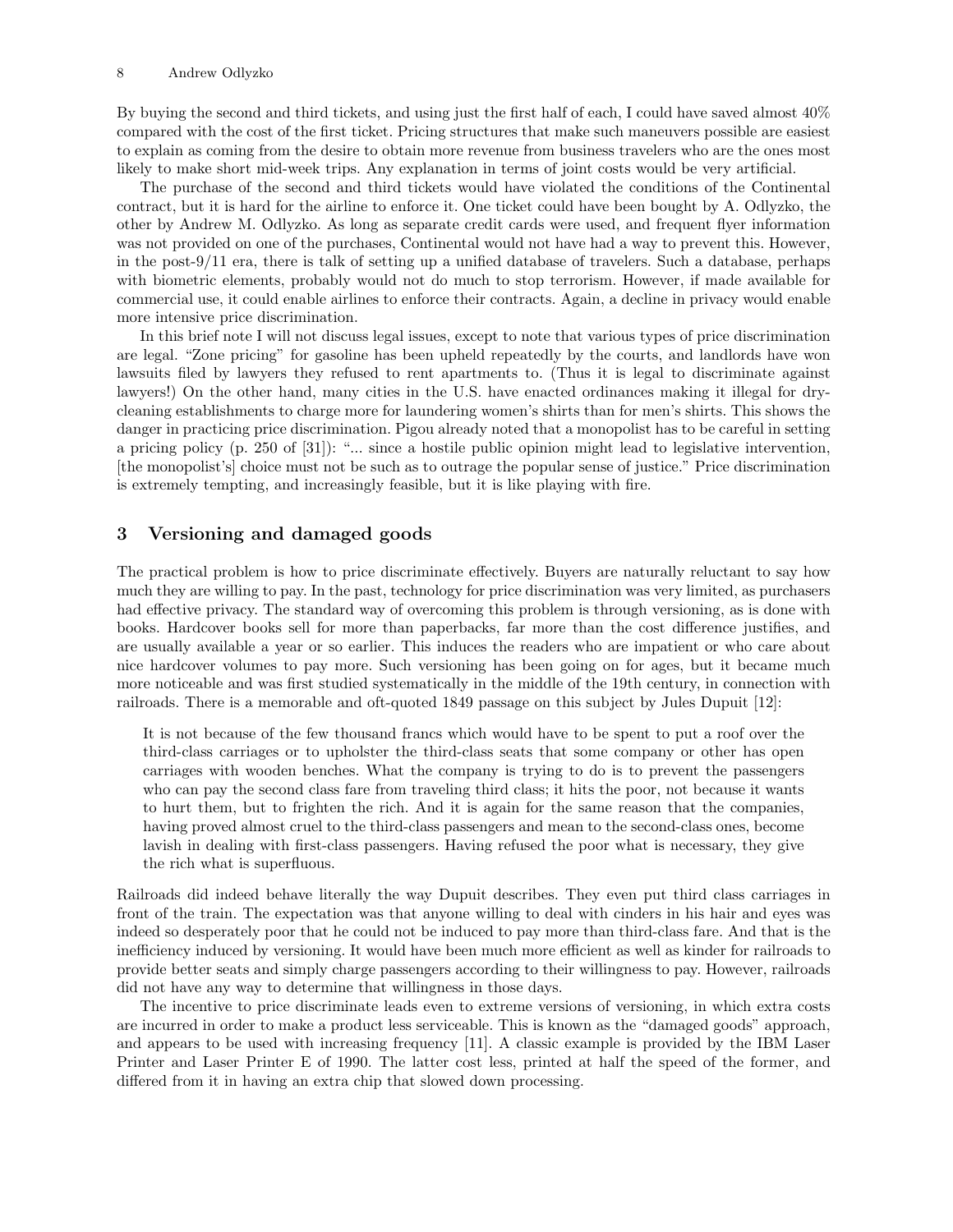By buying the second and third tickets, and using just the first half of each, I could have saved almost 40% compared with the cost of the first ticket. Pricing structures that make such maneuvers possible are easiest to explain as coming from the desire to obtain more revenue from business travelers who are the ones most likely to make short mid-week trips. Any explanation in terms of joint costs would be very artificial.

The purchase of the second and third tickets would have violated the conditions of the Continental contract, but it is hard for the airline to enforce it. One ticket could have been bought by A. Odlyzko, the other by Andrew M. Odlyzko. As long as separate credit cards were used, and frequent flyer information was not provided on one of the purchases, Continental would not have had a way to prevent this. However, in the post-9/11 era, there is talk of setting up a unified database of travelers. Such a database, perhaps with biometric elements, probably would not do much to stop terrorism. However, if made available for commercial use, it could enable airlines to enforce their contracts. Again, a decline in privacy would enable more intensive price discrimination.

In this brief note I will not discuss legal issues, except to note that various types of price discrimination are legal. "Zone pricing" for gasoline has been upheld repeatedly by the courts, and landlords have won lawsuits filed by lawyers they refused to rent apartments to. (Thus it is legal to discriminate against lawyers!) On the other hand, many cities in the U.S. have enacted ordinances making it illegal for dry-cleaning establishments to charge more for laundering women's shirts than for men's shirts. This shows the danger in practicing price discrimination. Pigou already noted that a monopolist has to be careful in setting a pricing policy (p. 250 of [31]): "... since a hostile public opinion might lead to legislative intervention, [the monopolist's] choice must not be such as to outrage the popular sense of justice." Price discrimination is extremely tempting, and increasingly feasible, but it is like playing with fire.

## 3 Versioning and damaged goods

The practical problem is how to price discriminate effectively. Buyers are naturally reluctant to say how much they are willing to pay. In the past, technology for price discrimination was very limited, as purchasers had effective privacy. The standard way of overcoming this problem is through versioning, as is done with books. Hardcover books sell for more than paperbacks, far more than the cost difference justifies, and are usually available a year or so earlier. This induces the readers who are impatient or who care about nice hardcover volumes to pay more. Such versioning has been going on for ages, but it became much more noticeable and was first studied systematically in the middle of the 19th century, in connection with railroads. There is a memorable and oft-quoted 1849 passage on this subject by Jules Dupuit [12]:

> It is not because of the few thousand francs which would have to be spent to put a roof over the third-class carriages or to upholster the third-class seats that some company or other has open carriages with wooden benches. What the company is trying to do is to prevent the passengers who can pay the second class fare from traveling third class; it hits the poor, not because it wants to hurt them, but to frighten the rich. And it is again for the same reason that the companies, having proved almost cruel to the third-class passengers and mean to the second-class ones, become lavish in dealing with first-class passengers. Having refused the poor what is necessary, they give the rich what is superfluous.

Railroads did indeed behave literally the way Dupuit describes. They even put third class carriages in front of the train. The expectation was that anyone willing to deal with cinders in his hair and eyes was indeed so desperately poor that he could not be induced to pay more than third-class fare. And that is the inefficiency induced by versioning. It would have been much more efficient as well as kinder for railroads to provide better seats and simply charge passengers according to their willingness to pay. However, railroads did not have any way to determine that willingness in those days.

The incentive to price discriminate leads even to extreme versions of versioning, in which extra costs are incurred in order to make a product less serviceable. This is known as the "damaged goods" approach, and appears to be used with increasing frequency [11]. A classic example is provided by the IBM Laser Printer and Laser Printer E of 1990. The latter cost less, printed at half the speed of the former, and differed from it in having an extra chip that slowed down processing.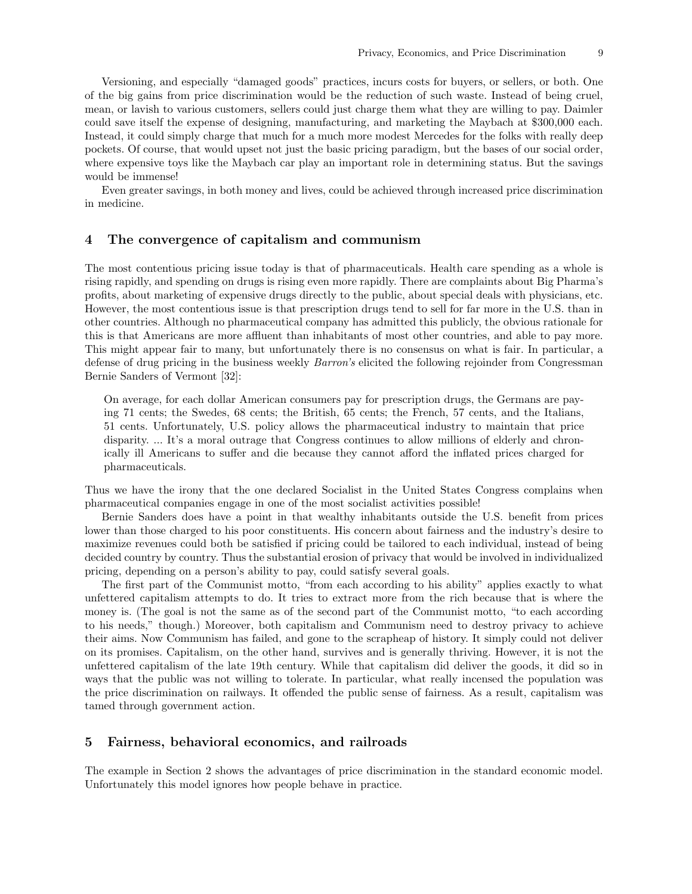Versioning, and especially "damaged goods" practices, incurs costs for buyers, or sellers, or both. One of the big gains from price discrimination would be the reduction of such waste. Instead of being cruel, mean, or lavish to various customers, sellers could just charge them what they are willing to pay. Daimler could save itself the expense of designing, manufacturing, and marketing the Maybach at $300,000 each. Instead, it could simply charge that much for a much more modest Mercedes for the folks with really deep pockets. Of course, that would upset not just the basic pricing paradigm, but the bases of our social order, where expensive toys like the Maybach car play an important role in determining status. But the savings would be immense!

Even greater savings, in both money and lives, could be achieved through increased price discrimination in medicine.

## 4 The convergence of capitalism and communism

The most contentious pricing issue today is that of pharmaceuticals. Health care spending as a whole is rising rapidly, and spending on drugs is rising even more rapidly. There are complaints about Big Pharma's profits, about marketing of expensive drugs directly to the public, about special deals with physicians, etc. However, the most contentious issue is that prescription drugs tend to sell for far more in the U.S. than in other countries. Although no pharmaceutical company has admitted this publicly, the obvious rationale for this is that Americans are more affluent than inhabitants of most other countries, and able to pay more. This might appear fair to many, but unfortunately there is no consensus on what is fair. In particular, a defense of drug pricing in the business weekly *Barron's* elicited the following rejoinder from Congressman Bernie Sanders of Vermont [32]:

> On average, for each dollar American consumers pay for prescription drugs, the Germans are paying 71 cents; the Swedes, 68 cents; the British, 65 cents; the French, 57 cents, and the Italians, 51 cents. Unfortunately, U.S. policy allows the pharmaceutical industry to maintain that price disparity. ... It's a moral outrage that Congress continues to allow millions of elderly and chronically ill Americans to suffer and die because they cannot afford the inflated prices charged for pharmaceuticals.

Thus we have the irony that the one declared Socialist in the United States Congress complains when pharmaceutical companies engage in one of the most socialist activities possible!

Bernie Sanders does have a point in that wealthy inhabitants outside the U.S. benefit from prices lower than those charged to his poor constituents. His concern about fairness and the industry's desire to maximize revenues could both be satisfied if pricing could be tailored to each individual, instead of being decided country by country. Thus the substantial erosion of privacy that would be involved in individualized pricing, depending on a person's ability to pay, could satisfy several goals.

The first part of the Communist motto, "from each according to his ability" applies exactly to what unfettered capitalism attempts to do. It tries to extract more from the rich because that is where the money is. (The goal is not the same as of the second part of the Communist motto, "to each according to his needs," though.) Moreover, both capitalism and Communism need to destroy privacy to achieve their aims. Now Communism has failed, and gone to the scrapheap of history. It simply could not deliver on its promises. Capitalism, on the other hand, survives and is generally thriving. However, it is not the unfettered capitalism of the late 19th century. While that capitalism did deliver the goods, it did so in ways that the public was not willing to tolerate. In particular, what really incensed the population was the price discrimination on railways. It offended the public sense of fairness. As a result, capitalism was tamed through government action.

## 5 Fairness, behavioral economics, and railroads

The example in Section 2 shows the advantages of price discrimination in the standard economic model. Unfortunately this model ignores how people behave in practice.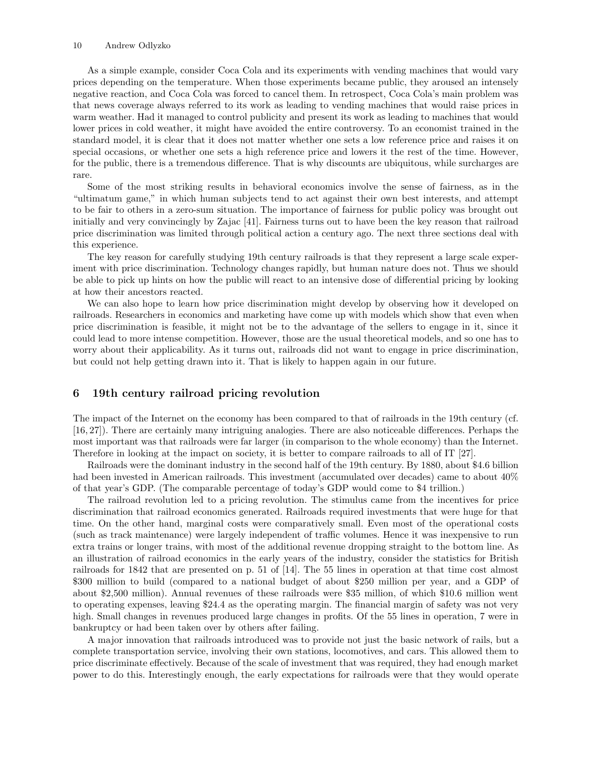As a simple example, consider Coca Cola and its experiments with vending machines that would vary prices depending on the temperature. When those experiments became public, they aroused an intensely negative reaction, and Coca Cola was forced to cancel them. In retrospect, Coca Cola's main problem was that news coverage always referred to its work as leading to vending machines that would raise prices in warm weather. Had it managed to control publicity and present its work as leading to machines that would lower prices in cold weather, it might have avoided the entire controversy. To an economist trained in the standard model, it is clear that it does not matter whether one sets a low reference price and raises it on special occasions, or whether one sets a high reference price and lowers it the rest of the time. However, for the public, there is a tremendous difference. That is why discounts are ubiquitous, while surcharges are rare.

Some of the most striking results in behavioral economics involve the sense of fairness, as in the "ultimatum game," in which human subjects tend to act against their own best interests, and attempt to be fair to others in a zero-sum situation. The importance of fairness for public policy was brought out initially and very convincingly by Zajac [41]. Fairness turns out to have been the key reason that railroad price discrimination was limited through political action a century ago. The next three sections deal with this experience.

The key reason for carefully studying 19th century railroads is that they represent a large scale experiment with price discrimination. Technology changes rapidly, but human nature does not. Thus we should be able to pick up hints on how the public will react to an intensive dose of differential pricing by looking at how their ancestors reacted.

We can also hope to learn how price discrimination might develop by observing how it developed on railroads. Researchers in economics and marketing have come up with models which show that even when price discrimination is feasible, it might not be to the advantage of the sellers to engage in it, since it could lead to more intense competition. However, those are the usual theoretical models, and so one has to worry about their applicability. As it turns out, railroads did not want to engage in price discrimination, but could not help getting drawn into it. That is likely to happen again in our future.

## 6 19th century railroad pricing revolution

The impact of the Internet on the economy has been compared to that of railroads in the 19th century (cf. [16, 27]). There are certainly many intriguing analogies. There are also noticeable differences. Perhaps the most important was that railroads were far larger (in comparison to the whole economy) than the Internet. Therefore in looking at the impact on society, it is better to compare railroads to all of IT [27].

Railroads were the dominant industry in the second half of the 19th century. By 1880, about $4.6 billion had been invested in American railroads. This investment (accumulated over decades) came to about 40% of that year's GDP. (The comparable percentage of today's GDP would come to $4 trillion.)

The railroad revolution led to a pricing revolution. The stimulus came from the incentives for price discrimination that railroad economics generated. Railroads required investments that were huge for that time. On the other hand, marginal costs were comparatively small. Even most of the operational costs (such as track maintenance) were largely independent of traffic volumes. Hence it was inexpensive to run extra trains or longer trains, with most of the additional revenue dropping straight to the bottom line. As an illustration of railroad economics in the early years of the industry, consider the statistics for British railroads for 1842 that are presented on p. 51 of [14]. The 55 lines in operation at that time cost almost $300 million to build (compared to a national budget of about $250 million per year, and a GDP of about $2,500 million). Annual revenues of these railroads were $35 million, of which $10.6 million went to operating expenses, leaving $24.4 as the operating margin. The financial margin of safety was not very high. Small changes in revenues produced large changes in profits. Of the 55 lines in operation, 7 were in bankruptcy or had been taken over by others after failing.

A major innovation that railroads introduced was to provide not just the basic network of rails, but a complete transportation service, involving their own stations, locomotives, and cars. This allowed them to price discriminate effectively. Because of the scale of investment that was required, they had enough market power to do this. Interestingly enough, the early expectations for railroads were that they would operate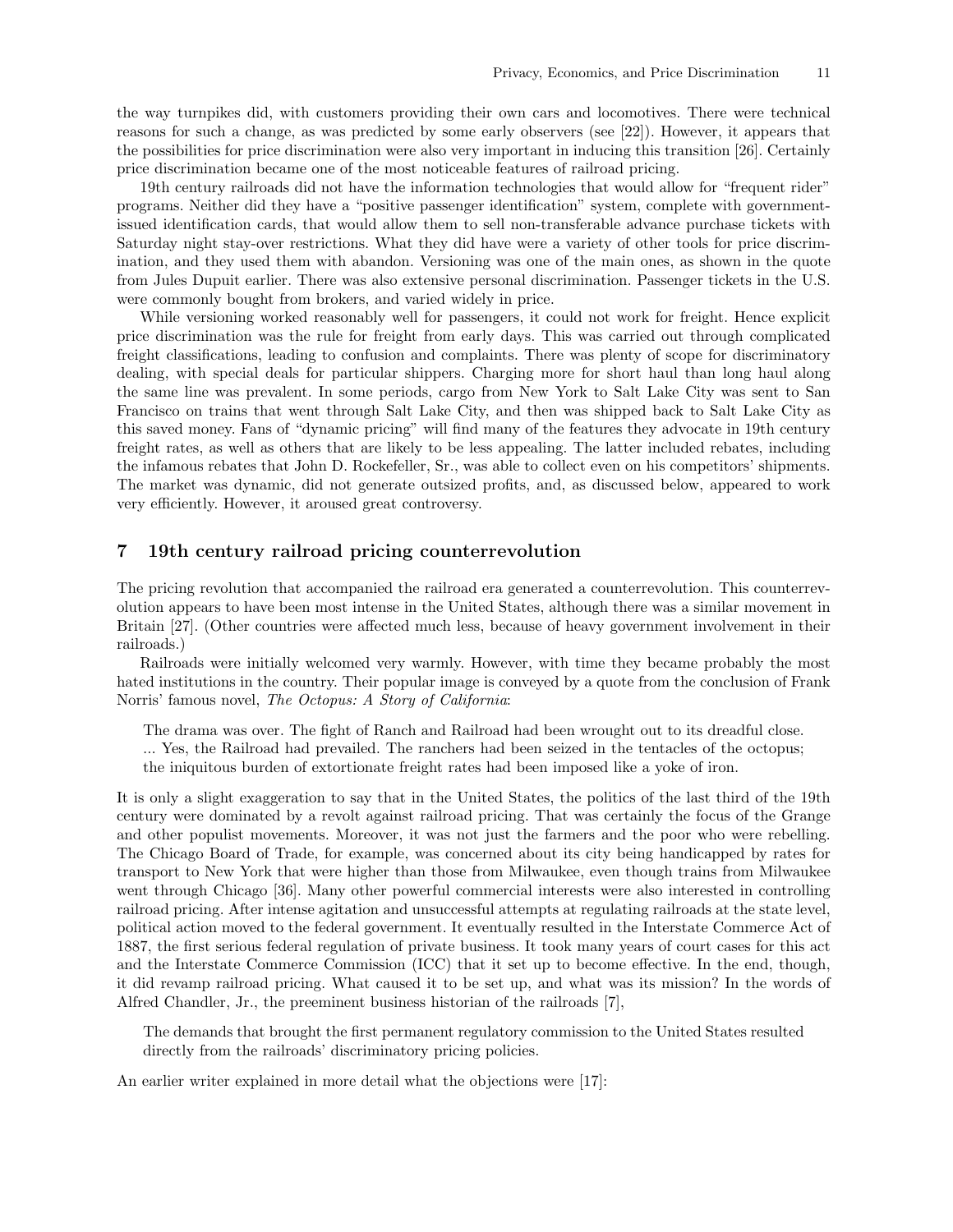the way turnpikes did, with customers providing their own cars and locomotives. There were technical reasons for such a change, as was predicted by some early observers (see [22]). However, it appears that the possibilities for price discrimination were also very important in inducing this transition [26]. Certainly price discrimination became one of the most noticeable features of railroad pricing.

19th century railroads did not have the information technologies that would allow for "frequent rider" programs. Neither did they have a "positive passenger identification" system, complete with government-issued identification cards, that would allow them to sell non-transferable advance purchase tickets with Saturday night stay-over restrictions. What they did have were a variety of other tools for price discrimination, and they used them with abandon. Versioning was one of the main ones, as shown in the quote from Jules Dupuit earlier. There was also extensive personal discrimination. Passenger tickets in the U.S. were commonly bought from brokers, and varied widely in price.

While versioning worked reasonably well for passengers, it could not work for freight. Hence explicit price discrimination was the rule for freight from early days. This was carried out through complicated freight classifications, leading to confusion and complaints. There was plenty of scope for discriminatory dealing, with special deals for particular shippers. Charging more for short haul than long haul along the same line was prevalent. In some periods, cargo from New York to Salt Lake City was sent to San Francisco on trains that went through Salt Lake City, and then was shipped back to Salt Lake City as this saved money. Fans of "dynamic pricing" will find many of the features they advocate in 19th century freight rates, as well as others that are likely to be less appealing. The latter included rebates, including the infamous rebates that John D. Rockefeller, Sr., was able to collect even on his competitors' shipments. The market was dynamic, did not generate outsized profits, and, as discussed below, appeared to work very efficiently. However, it aroused great controversy.

## 7 19th century railroad pricing counterrevolution

The pricing revolution that accompanied the railroad era generated a counterrevolution. This counterrevolution appears to have been most intense in the United States, although there was a similar movement in Britain [27]. (Other countries were affected much less, because of heavy government involvement in their railroads.)

Railroads were initially welcomed very warmly. However, with time they became probably the most hated institutions in the country. Their popular image is conveyed by a quote from the conclusion of Frank Norris' famous novel, *The Octopus: A Story of California*:

> The drama was over. The fight of Ranch and Railroad had been wrought out to its dreadful close. ... Yes, the Railroad had prevailed. The ranchers had been seized in the tentacles of the octopus; the iniquitous burden of extortionate freight rates had been imposed like a yoke of iron.

It is only a slight exaggeration to say that in the United States, the politics of the last third of the 19th century were dominated by a revolt against railroad pricing. That was certainly the focus of the Grange and other populist movements. Moreover, it was not just the farmers and the poor who were rebelling. The Chicago Board of Trade, for example, was concerned about its city being handicapped by rates for transport to New York that were higher than those from Milwaukee, even though trains from Milwaukee went through Chicago [36]. Many other powerful commercial interests were also interested in controlling railroad pricing. After intense agitation and unsuccessful attempts at regulating railroads at the state level, political action moved to the federal government. It eventually resulted in the Interstate Commerce Act of 1887, the first serious federal regulation of private business. It took many years of court cases for this act and the Interstate Commerce Commission (ICC) that it set up to become effective. In the end, though, it did revamp railroad pricing. What caused it to be set up, and what was its mission? In the words of Alfred Chandler, Jr., the preeminent business historian of the railroads [7],

> The demands that brought the first permanent regulatory commission to the United States resulted directly from the railroads' discriminatory pricing policies.

An earlier writer explained in more detail what the objections were [17]: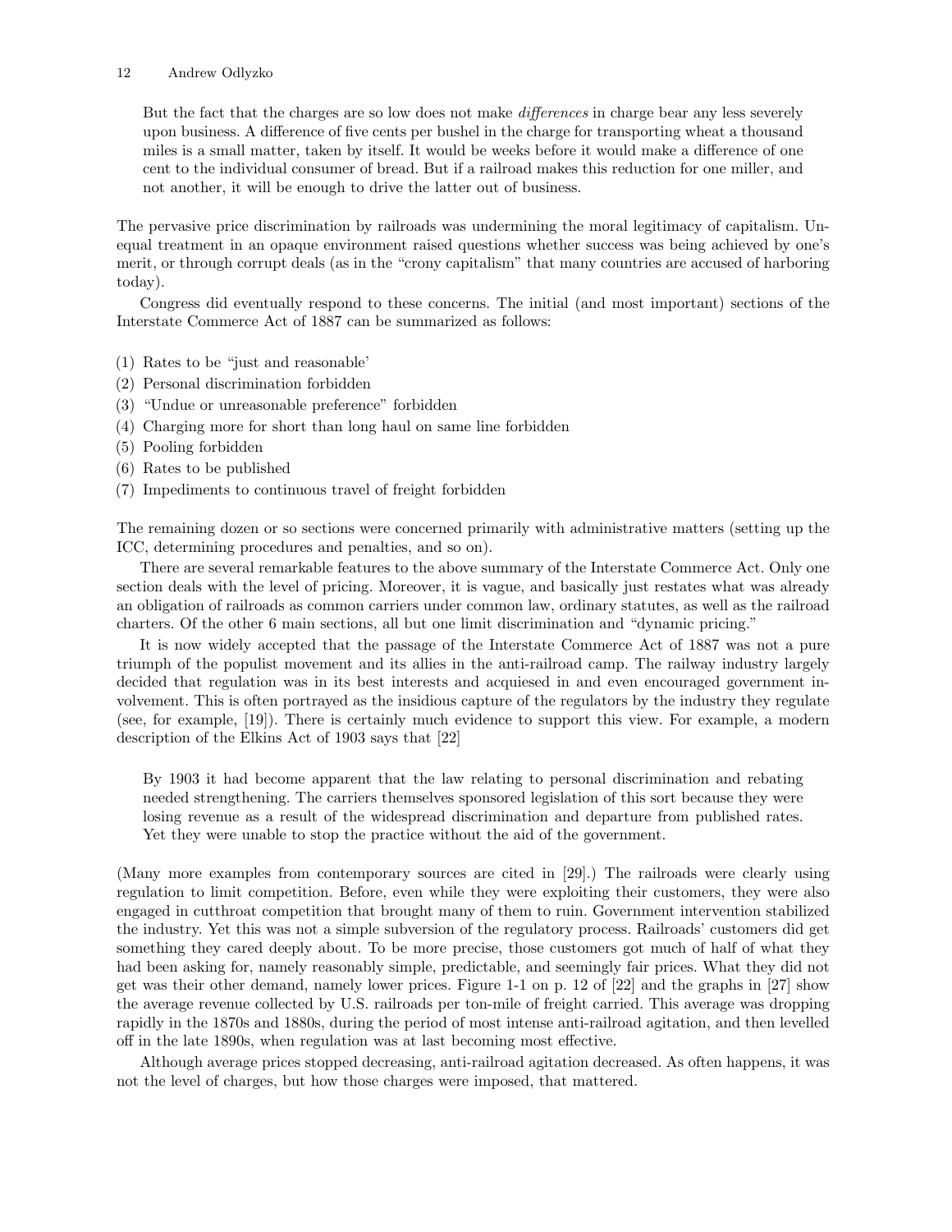> But the fact that the charges are so low does not make *differences* in charge bear any less severely upon business. A difference of five cents per bushel in the charge for transporting wheat a thousand miles is a small matter, taken by itself. It would be weeks before it would make a difference of one cent to the individual consumer of bread. But if a railroad makes this reduction for one miller, and not another, it will be enough to drive the latter out of business.

The pervasive price discrimination by railroads was undermining the moral legitimacy of capitalism. Unequal treatment in an opaque environment raised questions whether success was being achieved by one's merit, or through corrupt deals (as in the "crony capitalism" that many countries are accused of harboring today).

Congress did eventually respond to these concerns. The initial (and most important) sections of the Interstate Commerce Act of 1887 can be summarized as follows:

(1) Rates to be "just and reasonable'
(2) Personal discrimination forbidden
(3) "Undue or unreasonable preference" forbidden
(4) Charging more for short than long haul on same line forbidden
(5) Pooling forbidden
(6) Rates to be published
(7) Impediments to continuous travel of freight forbidden

The remaining dozen or so sections were concerned primarily with administrative matters (setting up the ICC, determining procedures and penalties, and so on).

There are several remarkable features to the above summary of the Interstate Commerce Act. Only one section deals with the level of pricing. Moreover, it is vague, and basically just restates what was already an obligation of railroads as common carriers under common law, ordinary statutes, as well as the railroad charters. Of the other 6 main sections, all but one limit discrimination and "dynamic pricing."

It is now widely accepted that the passage of the Interstate Commerce Act of 1887 was not a pure triumph of the populist movement and its allies in the anti-railroad camp. The railway industry largely decided that regulation was in its best interests and acquiesed in and even encouraged government involvement. This is often portrayed as the insidious capture of the regulators by the industry they regulate (see, for example, [19]). There is certainly much evidence to support this view. For example, a modern description of the Elkins Act of 1903 says that [22]

> By 1903 it had become apparent that the law relating to personal discrimination and rebating needed strengthening. The carriers themselves sponsored legislation of this sort because they were losing revenue as a result of the widespread discrimination and departure from published rates. Yet they were unable to stop the practice without the aid of the government.

(Many more examples from contemporary sources are cited in [29].) The railroads were clearly using regulation to limit competition. Before, even while they were exploiting their customers, they were also engaged in cutthroat competition that brought many of them to ruin. Government intervention stabilized the industry. Yet this was not a simple subversion of the regulatory process. Railroads' customers did get something they cared deeply about. To be more precise, those customers got much of half of what they had been asking for, namely reasonably simple, predictable, and seemingly fair prices. What they did not get was their other demand, namely lower prices. Figure 1-1 on p. 12 of [22] and the graphs in [27] show the average revenue collected by U.S. railroads per ton-mile of freight carried. This average was dropping rapidly in the 1870s and 1880s, during the period of most intense anti-railroad agitation, and then levelled off in the late 1890s, when regulation was at last becoming most effective.

Although average prices stopped decreasing, anti-railroad agitation decreased. As often happens, it was not the level of charges, but how those charges were imposed, that mattered.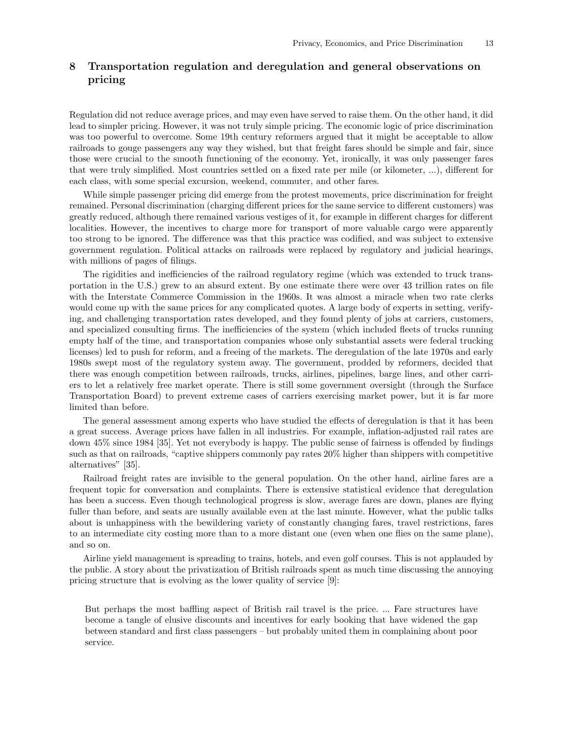## 8 Transportation regulation and deregulation and general observations on pricing

Regulation did not reduce average prices, and may even have served to raise them. On the other hand, it did lead to simpler pricing. However, it was not truly simple pricing. The economic logic of price discrimination was too powerful to overcome. Some 19th century reformers argued that it might be acceptable to allow railroads to gouge passengers any way they wished, but that freight fares should be simple and fair, since those were crucial to the smooth functioning of the economy. Yet, ironically, it was only passenger fares that were truly simplified. Most countries settled on a fixed rate per mile (or kilometer, ...), different for each class, with some special excursion, weekend, commuter, and other fares.

While simple passenger pricing did emerge from the protest movements, price discrimination for freight remained. Personal discrimination (charging different prices for the same service to different customers) was greatly reduced, although there remained various vestiges of it, for example in different charges for different localities. However, the incentives to charge more for transport of more valuable cargo were apparently too strong to be ignored. The difference was that this practice was codified, and was subject to extensive government regulation. Political attacks on railroads were replaced by regulatory and judicial hearings, with millions of pages of filings.

The rigidities and inefficiencies of the railroad regulatory regime (which was extended to truck transportation in the U.S.) grew to an absurd extent. By one estimate there were over 43 trillion rates on file with the Interstate Commerce Commission in the 1960s. It was almost a miracle when two rate clerks would come up with the same prices for any complicated quotes. A large body of experts in setting, verifying, and challenging transportation rates developed, and they found plenty of jobs at carriers, customers, and specialized consulting firms. The inefficiencies of the system (which included fleets of trucks running empty half of the time, and transportation companies whose only substantial assets were federal trucking licenses) led to push for reform, and a freeing of the markets. The deregulation of the late 1970s and early 1980s swept most of the regulatory system away. The government, prodded by reformers, decided that there was enough competition between railroads, trucks, airlines, pipelines, barge lines, and other carriers to let a relatively free market operate. There is still some government oversight (through the Surface Transportation Board) to prevent extreme cases of carriers exercising market power, but it is far more limited than before.

The general assessment among experts who have studied the effects of deregulation is that it has been a great success. Average prices have fallen in all industries. For example, inflation-adjusted rail rates are down 45% since 1984 [35]. Yet not everybody is happy. The public sense of fairness is offended by findings such as that on railroads, "captive shippers commonly pay rates 20% higher than shippers with competitive alternatives" [35].

Railroad freight rates are invisible to the general population. On the other hand, airline fares are a frequent topic for conversation and complaints. There is extensive statistical evidence that deregulation has been a success. Even though technological progress is slow, average fares are down, planes are flying fuller than before, and seats are usually available even at the last minute. However, what the public talks about is unhappiness with the bewildering variety of constantly changing fares, travel restrictions, fares to an intermediate city costing more than to a more distant one (even when one flies on the same plane), and so on.

Airline yield management is spreading to trains, hotels, and even golf courses. This is not applauded by the public. A story about the privatization of British railroads spent as much time discussing the annoying pricing structure that is evolving as the lower quality of service [9]:

> But perhaps the most baffling aspect of British rail travel is the price. ... Fare structures have become a tangle of elusive discounts and incentives for early booking that have widened the gap between standard and first class passengers – but probably united them in complaining about poor service.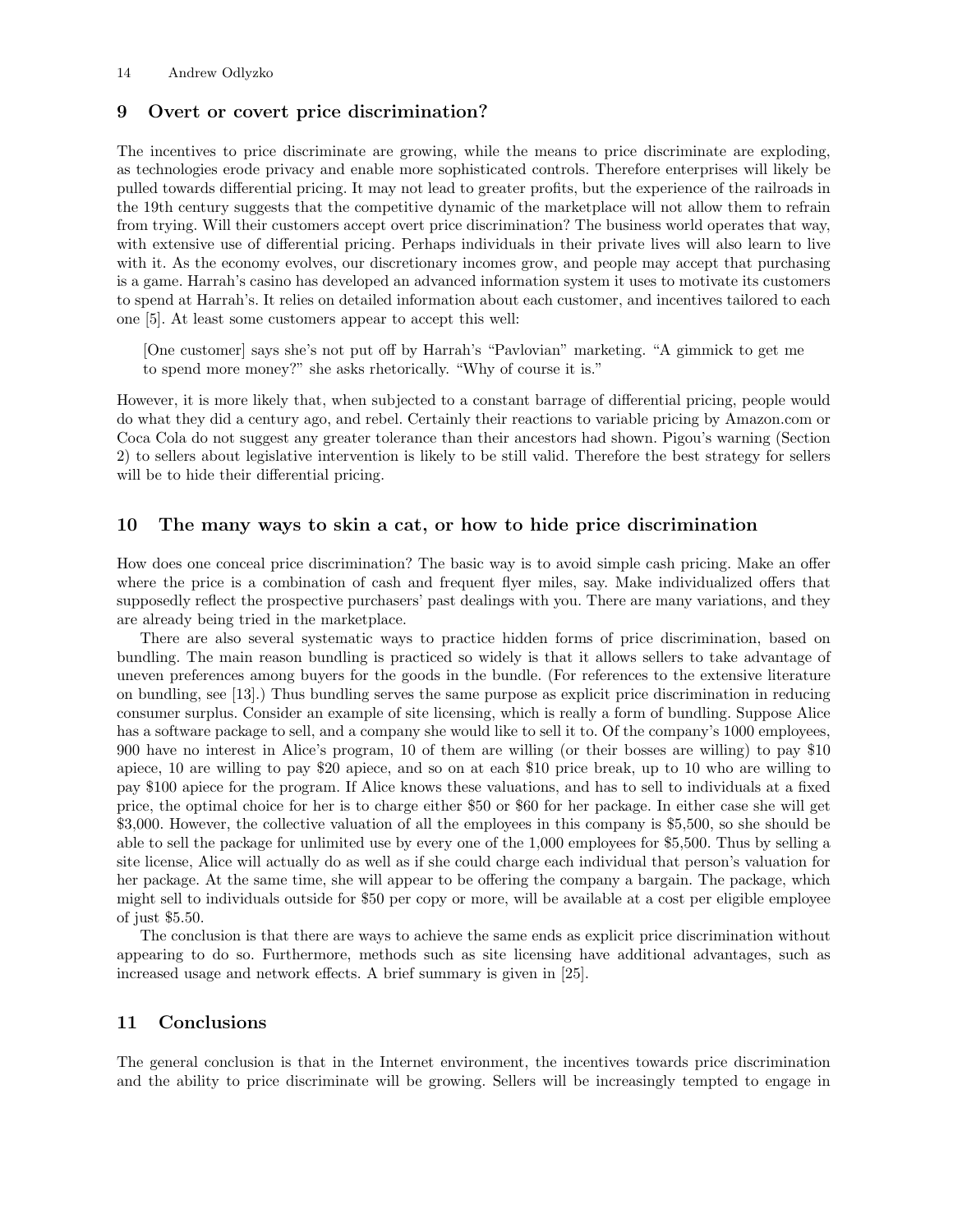## 9 Overt or covert price discrimination?

The incentives to price discriminate are growing, while the means to price discriminate are exploding, as technologies erode privacy and enable more sophisticated controls. Therefore enterprises will likely be pulled towards differential pricing. It may not lead to greater profits, but the experience of the railroads in the 19th century suggests that the competitive dynamic of the marketplace will not allow them to refrain from trying. Will their customers accept overt price discrimination? The business world operates that way, with extensive use of differential pricing. Perhaps individuals in their private lives will also learn to live with it. As the economy evolves, our discretionary incomes grow, and people may accept that purchasing is a game. Harrah's casino has developed an advanced information system it uses to motivate its customers to spend at Harrah's. It relies on detailed information about each customer, and incentives tailored to each one [5]. At least some customers appear to accept this well:

> [One customer] says she's not put off by Harrah's "Pavlovian" marketing. "A gimmick to get me to spend more money?" she asks rhetorically. "Why of course it is."

However, it is more likely that, when subjected to a constant barrage of differential pricing, people would do what they did a century ago, and rebel. Certainly their reactions to variable pricing by Amazon.com or Coca Cola do not suggest any greater tolerance than their ancestors had shown. Pigou's warning (Section 2) to sellers about legislative intervention is likely to be still valid. Therefore the best strategy for sellers will be to hide their differential pricing.

## 10 The many ways to skin a cat, or how to hide price discrimination

How does one conceal price discrimination? The basic way is to avoid simple cash pricing. Make an offer where the price is a combination of cash and frequent flyer miles, say. Make individualized offers that supposedly reflect the prospective purchasers' past dealings with you. There are many variations, and they are already being tried in the marketplace.

There are also several systematic ways to practice hidden forms of price discrimination, based on bundling. The main reason bundling is practiced so widely is that it allows sellers to take advantage of uneven preferences among buyers for the goods in the bundle. (For references to the extensive literature on bundling, see [13].) Thus bundling serves the same purpose as explicit price discrimination in reducing consumer surplus. Consider an example of site licensing, which is really a form of bundling. Suppose Alice has a software package to sell, and a company she would like to sell it to. Of the company's 1000 employees, 900 have no interest in Alice's program, 10 of them are willing (or their bosses are willing) to pay $10 apiece, 10 are willing to pay $20 apiece, and so on at each $10 price break, up to 10 who are willing to pay $100 apiece for the program. If Alice knows these valuations, and has to sell to individuals at a fixed price, the optimal choice for her is to charge either $50 or $60 for her package. In either case she will get $3,000. However, the collective valuation of all the employees in this company is $5,500, so she should be able to sell the package for unlimited use by every one of the 1,000 employees for $5,500. Thus by selling a site license, Alice will actually do as well as if she could charge each individual that person's valuation for her package. At the same time, she will appear to be offering the company a bargain. The package, which might sell to individuals outside for $50 per copy or more, will be available at a cost per eligible employee of just $5.50.

The conclusion is that there are ways to achieve the same ends as explicit price discrimination without appearing to do so. Furthermore, methods such as site licensing have additional advantages, such as increased usage and network effects. A brief summary is given in [25].

## 11 Conclusions

The general conclusion is that in the Internet environment, the incentives towards price discrimination and the ability to price discriminate will be growing. Sellers will be increasingly tempted to engage in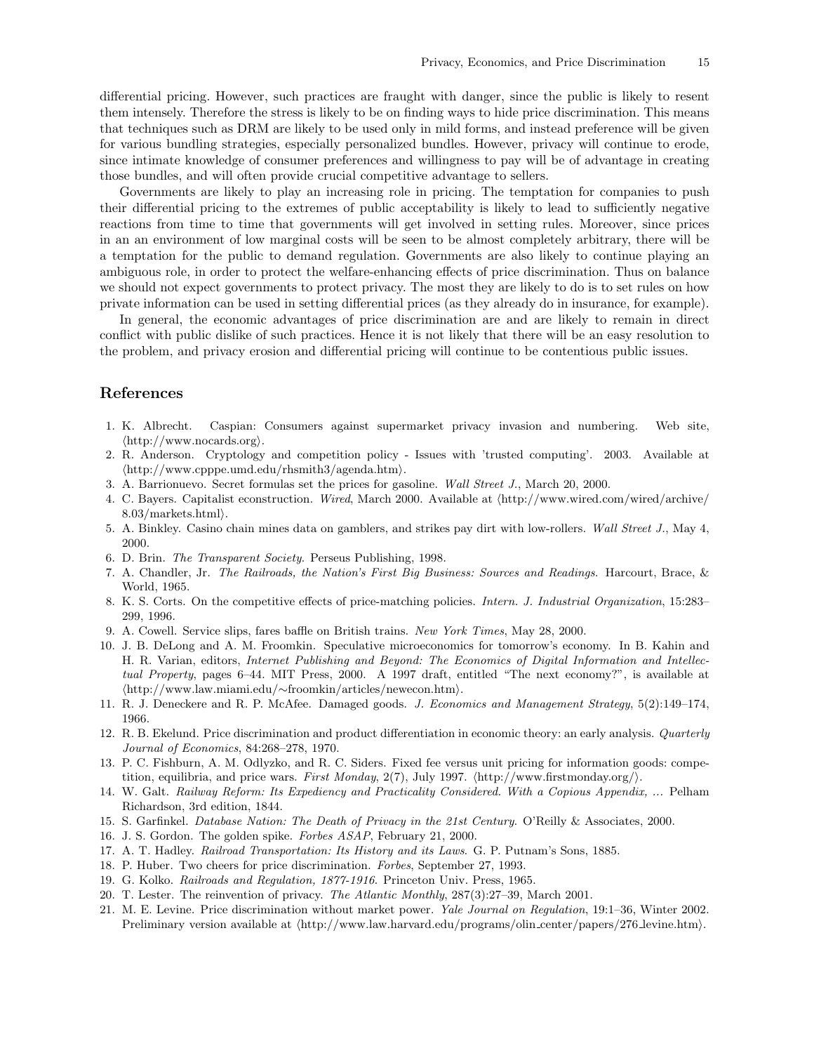differential pricing. However, such practices are fraught with danger, since the public is likely to resent them intensely. Therefore the stress is likely to be on finding ways to hide price discrimination. This means that techniques such as DRM are likely to be used only in mild forms, and instead preference will be given for various bundling strategies, especially personalized bundles. However, privacy will continue to erode, since intimate knowledge of consumer preferences and willingness to pay will be of advantage in creating those bundles, and will often provide crucial competitive advantage to sellers.

Governments are likely to play an increasing role in pricing. The temptation for companies to push their differential pricing to the extremes of public acceptability is likely to lead to sufficiently negative reactions from time to time that governments will get involved in setting rules. Moreover, since prices in an an environment of low marginal costs will be seen to be almost completely arbitrary, there will be a temptation for the public to demand regulation. Governments are also likely to continue playing an ambiguous role, in order to protect the welfare-enhancing effects of price discrimination. Thus on balance we should not expect governments to protect privacy. The most they are likely to do is to set rules on how private information can be used in setting differential prices (as they already do in insurance, for example).

In general, the economic advantages of price discrimination are and are likely to remain in direct conflict with public dislike of such practices. Hence it is not likely that there will be an easy resolution to the problem, and privacy erosion and differential pricing will continue to be contentious public issues.

## References

1. K. Albrecht. Caspian: Consumers against supermarket privacy invasion and numbering. Web site, ⟨http://www.nocards.org⟩.
2. R. Anderson. Cryptology and competition policy - Issues with 'trusted computing'. 2003. Available at ⟨http://www.cpppe.umd.edu/rhsmith3/agenda.htm⟩.
3. A. Barrionuevo. Secret formulas set the prices for gasoline. *Wall Street J.*, March 20, 2000.
4. C. Bayers. Capitalist econstruction. *Wired*, March 2000. Available at ⟨http://www.wired.com/wired/archive/8.03/markets.html⟩.
5. A. Binkley. Casino chain mines data on gamblers, and strikes pay dirt with low-rollers. *Wall Street J.*, May 4, 2000.
6. D. Brin. *The Transparent Society*. Perseus Publishing, 1998.
7. A. Chandler, Jr. *The Railroads, the Nation's First Big Business: Sources and Readings*. Harcourt, Brace, & World, 1965.
8. K. S. Corts. On the competitive effects of price-matching policies. *Intern. J. Industrial Organization*, 15:283–299, 1996.
9. A. Cowell. Service slips, fares baffle on British trains. *New York Times*, May 28, 2000.
10. J. B. DeLong and A. M. Froomkin. Speculative microeconomics for tomorrow's economy. In B. Kahin and H. R. Varian, editors, *Internet Publishing and Beyond: The Economics of Digital Information and Intellectual Property*, pages 6–44. MIT Press, 2000. A 1997 draft, entitled "The next economy?", is available at ⟨http://www.law.miami.edu/∼froomkin/articles/newecon.htm⟩.
11. R. J. Deneckere and R. P. McAfee. Damaged goods. *J. Economics and Management Strategy*, 5(2):149–174, 1966.
12. R. B. Ekelund. Price discrimination and product differentiation in economic theory: an early analysis. *Quarterly Journal of Economics*, 84:268–278, 1970.
13. P. C. Fishburn, A. M. Odlyzko, and R. C. Siders. Fixed fee versus unit pricing for information goods: competition, equilibria, and price wars. *First Monday*, 2(7), July 1997. ⟨http://www.firstmonday.org/⟩.
14. W. Galt. *Railway Reform: Its Expediency and Practicality Considered. With a Copious Appendix, ...* Pelham Richardson, 3rd edition, 1844.
15. S. Garfinkel. *Database Nation: The Death of Privacy in the 21st Century*. O'Reilly & Associates, 2000.
16. J. S. Gordon. The golden spike. *Forbes ASAP*, February 21, 2000.
17. A. T. Hadley. *Railroad Transportation: Its History and its Laws*. G. P. Putnam's Sons, 1885.
18. P. Huber. Two cheers for price discrimination. *Forbes*, September 27, 1993.
19. G. Kolko. *Railroads and Regulation, 1877-1916*. Princeton Univ. Press, 1965.
20. T. Lester. The reinvention of privacy. *The Atlantic Monthly*, 287(3):27–39, March 2001.
21. M. E. Levine. Price discrimination without market power. *Yale Journal on Regulation*, 19:1–36, Winter 2002. Preliminary version available at ⟨http://www.law.harvard.edu/programs/olin_center/papers/276_levine.htm⟩.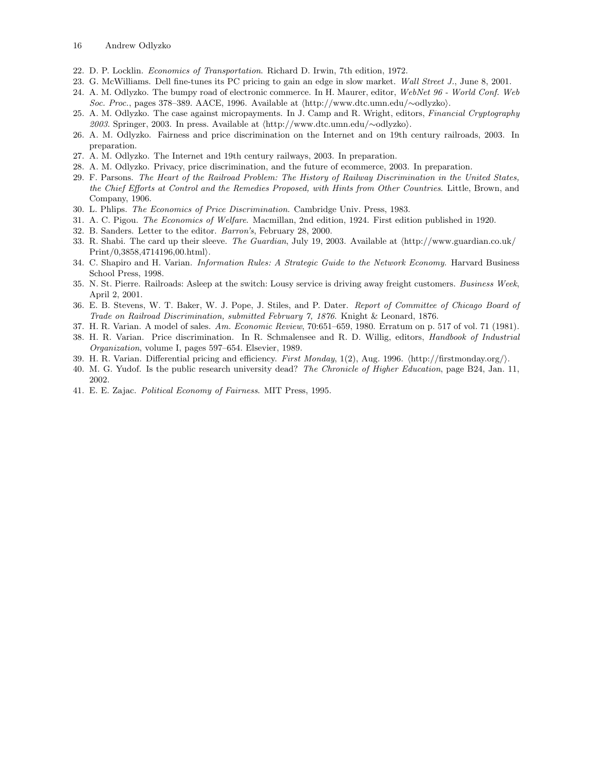22. D. P. Locklin. *Economics of Transportation*. Richard D. Irwin, 7th edition, 1972.
23. G. McWilliams. Dell fine-tunes its PC pricing to gain an edge in slow market. *Wall Street J.*, June 8, 2001.
24. A. M. Odlyzko. The bumpy road of electronic commerce. In H. Maurer, editor, *WebNet 96 - World Conf. Web Soc. Proc.*, pages 378–389. AACE, 1996. Available at ⟨http://www.dtc.umn.edu/∼odlyzko⟩.
25. A. M. Odlyzko. The case against micropayments. In J. Camp and R. Wright, editors, *Financial Cryptography 2003*. Springer, 2003. In press. Available at ⟨http://www.dtc.umn.edu/∼odlyzko⟩.
26. A. M. Odlyzko. Fairness and price discrimination on the Internet and on 19th century railroads, 2003. In preparation.
27. A. M. Odlyzko. The Internet and 19th century railways, 2003. In preparation.
28. A. M. Odlyzko. Privacy, price discrimination, and the future of ecommerce, 2003. In preparation.
29. F. Parsons. *The Heart of the Railroad Problem: The History of Railway Discrimination in the United States, the Chief Efforts at Control and the Remedies Proposed, with Hints from Other Countries*. Little, Brown, and Company, 1906.
30. L. Phlips. *The Economics of Price Discrimination*. Cambridge Univ. Press, 1983.
31. A. C. Pigou. *The Economics of Welfare*. Macmillan, 2nd edition, 1924. First edition published in 1920.
32. B. Sanders. Letter to the editor. *Barron's*, February 28, 2000.
33. R. Shabi. The card up their sleeve. *The Guardian*, July 19, 2003. Available at ⟨http://www.guardian.co.uk/Print/0,3858,4714196,00.html⟩.
34. C. Shapiro and H. Varian. *Information Rules: A Strategic Guide to the Network Economy*. Harvard Business School Press, 1998.
35. N. St. Pierre. Railroads: Asleep at the switch: Lousy service is driving away freight customers. *Business Week*, April 2, 2001.
36. E. B. Stevens, W. T. Baker, W. J. Pope, J. Stiles, and P. Dater. *Report of Committee of Chicago Board of Trade on Railroad Discrimination, submitted February 7, 1876*. Knight & Leonard, 1876.
37. H. R. Varian. A model of sales. *Am. Economic Review*, 70:651–659, 1980. Erratum on p. 517 of vol. 71 (1981).
38. H. R. Varian. Price discrimination. In R. Schmalensee and R. D. Willig, editors, *Handbook of Industrial Organization*, volume I, pages 597–654. Elsevier, 1989.
39. H. R. Varian. Differential pricing and efficiency. *First Monday*, 1(2), Aug. 1996. ⟨http://firstmonday.org/⟩.
40. M. G. Yudof. Is the public research university dead? *The Chronicle of Higher Education*, page B24, Jan. 11, 2002.
41. E. E. Zajac. *Political Economy of Fairness*. MIT Press, 1995.